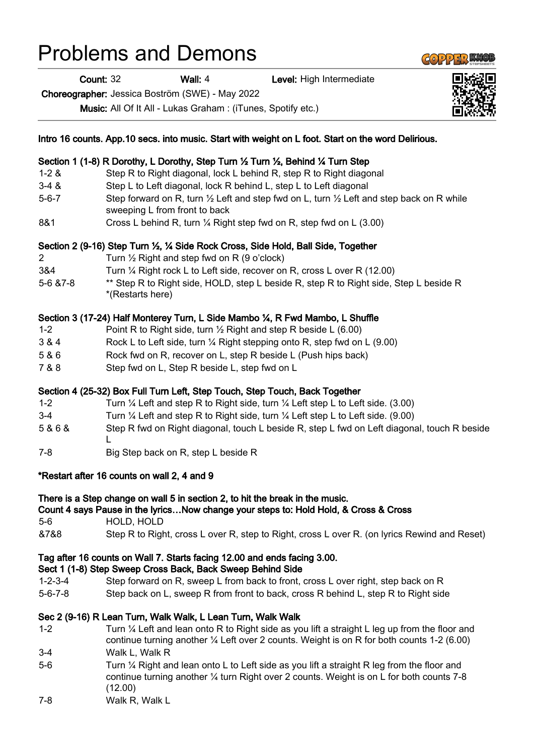# Problems and Demons

**Count:** 32 **Wall:** 4 **Level:** High Intermediate

**Choreographer:** Jessica Boström (SWE) - May 2022

**Music:** All Of It All - Lukas Graham : (iTunes, Spotify etc.)

**Intro 16 counts. App.10 secs. into music. Start with weight on L foot. Start on the word Delirious.**

**Section 1 (1-8) R Dorothy, L Dorothy, Step Turn ½ Turn ½, Behind ¼ Turn Step**

| | |
|---|---|
| 1-2 & | Step R to Right diagonal, lock L behind R, step R to Right diagonal |
| 3-4 & | Step L to Left diagonal, lock R behind L, step L to Left diagonal |
| 5-6-7 | Step forward on R, turn ½ Left and step fwd on L, turn ½ Left and step back on R while sweeping L from front to back |
| 8&1 | Cross L behind R, turn ¼ Right step fwd on R, step fwd on L (3.00) |

**Section 2 (9-16) Step Turn ½, ¼ Side Rock Cross, Side Hold, Ball Side, Together**

| | |
|---|---|
| 2 | Turn ½ Right and step fwd on R (9 o'clock) |
| 3&4 | Turn ¼ Right rock L to Left side, recover on R, cross L over R (12.00) |
| 5-6 &7-8 | ** Step R to Right side, HOLD, step L beside R, step R to Right side, Step L beside R *(Restarts here) |

**Section 3 (17-24) Half Monterey Turn, L Side Mambo ¼, R Fwd Mambo, L Shuffle**

| | |
|---|---|
| 1-2 | Point R to Right side, turn ½ Right and step R beside L (6.00) |
| 3 & 4 | Rock L to Left side, turn ¼ Right stepping onto R, step fwd on L (9.00) |
| 5 & 6 | Rock fwd on R, recover on L, step R beside L (Push hips back) |
| 7 & 8 | Step fwd on L, Step R beside L, step fwd on L |

**Section 4 (25-32) Box Full Turn Left, Step Touch, Step Touch, Back Together**

| | |
|---|---|
| 1-2 | Turn ¼ Left and step R to Right side, turn ¼ Left step L to Left side. (3.00) |
| 3-4 | Turn ¼ Left and step R to Right side, turn ¼ Left step L to Left side. (9.00) |
| 5 & 6 & | Step R fwd on Right diagonal, touch L beside R, step L fwd on Left diagonal, touch R beside L |
| 7-8 | Big Step back on R, step L beside R |

**\*Restart after 16 counts on wall 2, 4 and 9**

**There is a Step change on wall 5 in section 2, to hit the break in the music.**
**Count 4 says Pause in the lyrics…Now change your steps to: Hold Hold, & Cross & Cross**

| | |
|---|---|
| 5-6 | HOLD, HOLD |
| &7&8 | Step R to Right, cross L over R, step to Right, cross L over R. (on lyrics Rewind and Reset) |

**Tag after 16 counts on Wall 7. Starts facing 12.00 and ends facing 3.00.**
**Sect 1 (1-8) Step Sweep Cross Back, Back Sweep Behind Side**

| | |
|---|---|
| 1-2-3-4 | Step forward on R, sweep L from back to front, cross L over right, step back on R |
| 5-6-7-8 | Step back on L, sweep R from front to back, cross R behind L, step R to Right side |

**Sec 2 (9-16) R Lean Turn, Walk Walk, L Lean Turn, Walk Walk**

| | |
|---|---|
| 1-2 | Turn ¼ Left and lean onto R to Right side as you lift a straight L leg up from the floor and continue turning another ¼ Left over 2 counts. Weight is on R for both counts 1-2 (6.00) |
| 3-4 | Walk L, Walk R |
| 5-6 | Turn ¼ Right and lean onto L to Left side as you lift a straight R leg from the floor and continue turning another ¼ turn Right over 2 counts. Weight is on L for both counts 7-8 (12.00) |
| 7-8 | Walk R, Walk L |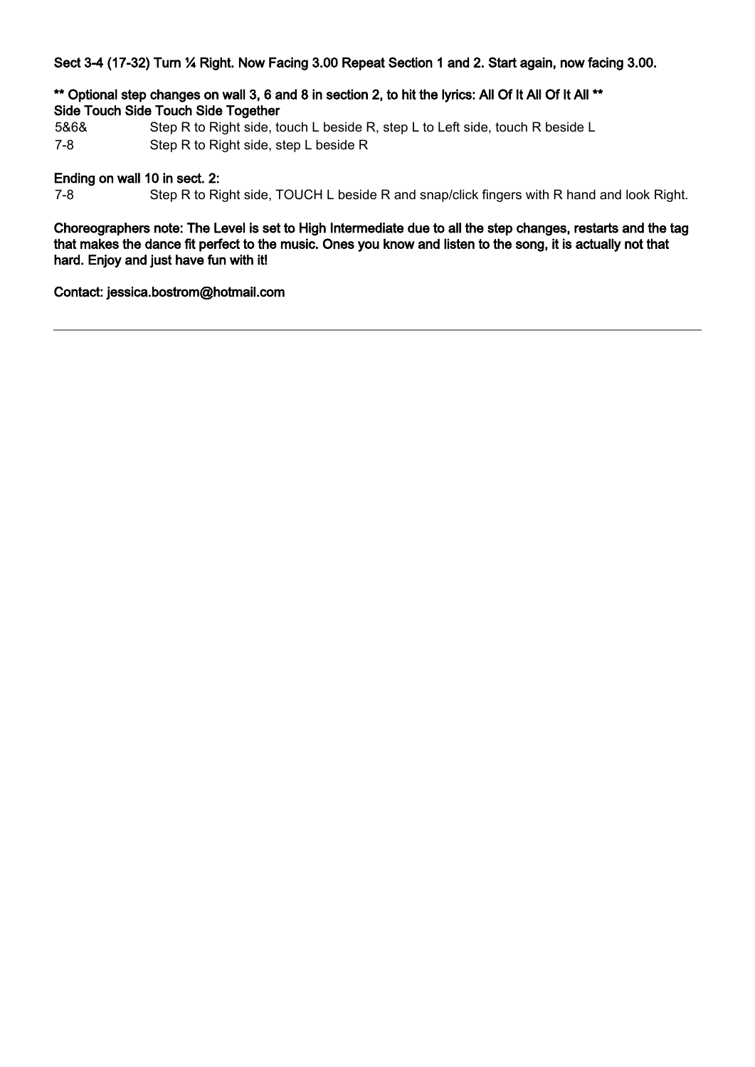**Sect 3-4 (17-32) Turn ¼ Right. Now Facing 3.00 Repeat Section 1 and 2. Start again, now facing 3.00.**

**\*\* Optional step changes on wall 3, 6 and 8 in section 2, to hit the lyrics: All Of It All Of It All \*\***
**Side Touch Side Touch Side Together**

| | |
|---|---|
| 5&6& | Step R to Right side, touch L beside R, step L to Left side, touch R beside L |
| 7-8 | Step R to Right side, step L beside R |

**Ending on wall 10 in sect. 2:**

| | |
|---|---|
| 7-8 | Step R to Right side, TOUCH L beside R and snap/click fingers with R hand and look Right. |

**Choreographers note: The Level is set to High Intermediate due to all the step changes, restarts and the tag that makes the dance fit perfect to the music. Ones you know and listen to the song, it is actually not that hard. Enjoy and just have fun with it!**

**Contact: jessica.bostrom@hotmail.com**

---